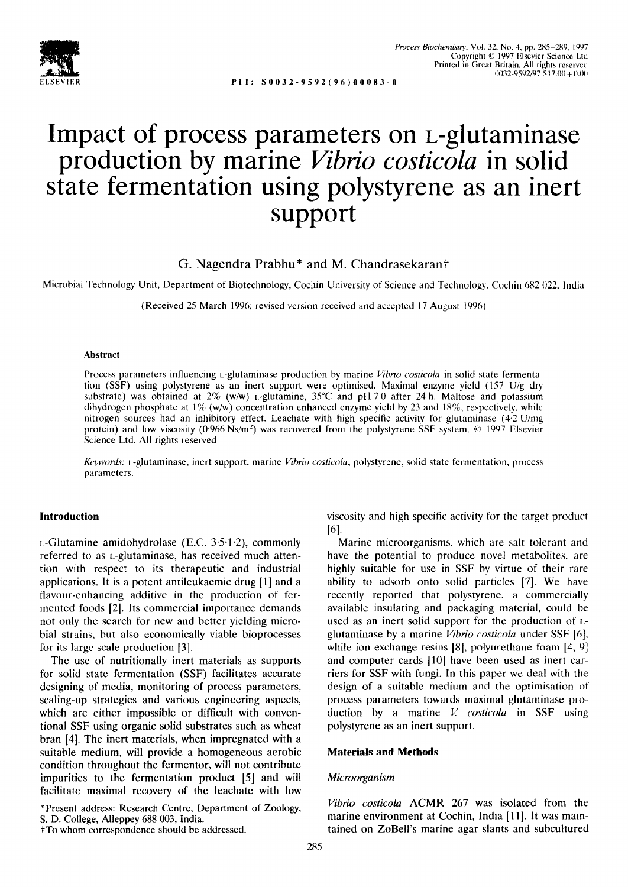# Impact of process parameters on L-glutaminase production by marine *Vibrio costicola* in solid state fermentation using polystyrene as an inert support

G. Nagendra Prabhu* and M. Chandrasekaran†

Microbial Technology Unit, Department of Biotechnology, Cochin University of Science and Technology, Cochin 682 022, India

(Received 25 March 1996; revised version received and accepted 17 August 1996)

### Abstract

Process parameters influencing L-glutaminase production by marine *Vibrio costicola* in solid state fermentation (SSF) using polystyrene as an inert support were optimised. Maximal enzyme yield (157 U/g dry substrate) was obtained at 2% (w/w) L-glutamine, 35°C and pH 7·0 after 24 h. Maltose and potassium dihydrogen phosphate at 1% (w/w) concentration enhanced enzyme yield by 23 and 18%, respectively, while nitrogen sources had an inhibitory effect. Leachate with high specific activity for glutaminase (4·2 U/mg protein) and low viscosity (0·966 Ns/$m^2$) was recovered from the polystyrene SSF system. © 1997 Elsevier Science Ltd. All rights reserved

*Keywords:* L-glutaminase, inert support, marine *Vibrio costicola*, polystyrene, solid state fermentation, process parameters.

## Introduction

L-Glutamine amidohydrolase (E.C. 3·5·1·2), commonly referred to as L-glutaminase, has received much attention with respect to its therapeutic and industrial applications. It is a potent antileukaemic drug [1] and a flavour-enhancing additive in the production of fermented foods [2]. Its commercial importance demands not only the search for new and better yielding microbial strains, but also economically viable bioprocesses for its large scale production [3].

The use of nutritionally inert materials as supports for solid state fermentation (SSF) facilitates accurate designing of media, monitoring of process parameters, scaling-up strategies and various engineering aspects, which are either impossible or difficult with conventional SSF using organic solid substrates such as wheat bran [4]. The inert materials, when impregnated with a suitable medium, will provide a homogeneous aerobic condition throughout the fermentor, will not contribute impurities to the fermentation product [5] and will facilitate maximal recovery of the leachate with low viscosity and high specific activity for the target product [6].

Marine microorganisms, which are salt tolerant and have the potential to produce novel metabolites, are highly suitable for use in SSF by virtue of their rare ability to adsorb onto solid particles [7]. We have recently reported that polystyrene, a commercially available insulating and packaging material, could be used as an inert solid support for the production of L-glutaminase by a marine *Vibrio costicola* under SSF [6], while ion exchange resins [8], polyurethane foam [4, 9] and computer cards [10] have been used as inert carriers for SSF with fungi. In this paper we deal with the design of a suitable medium and the optimisation of process parameters towards maximal glutaminase production by a marine *V. costicola* in SSF using polystyrene as an inert support.

## Materials and Methods

### Microorganism

*Vibrio costicola* ACMR 267 was isolated from the marine environment at Cochin, India [11]. It was maintained on ZoBell's marine agar slants and subcultured

*Present address: Research Centre, Department of Zoology, S. D. College, Alleppey 688 003, India.
†To whom correspondence should be addressed.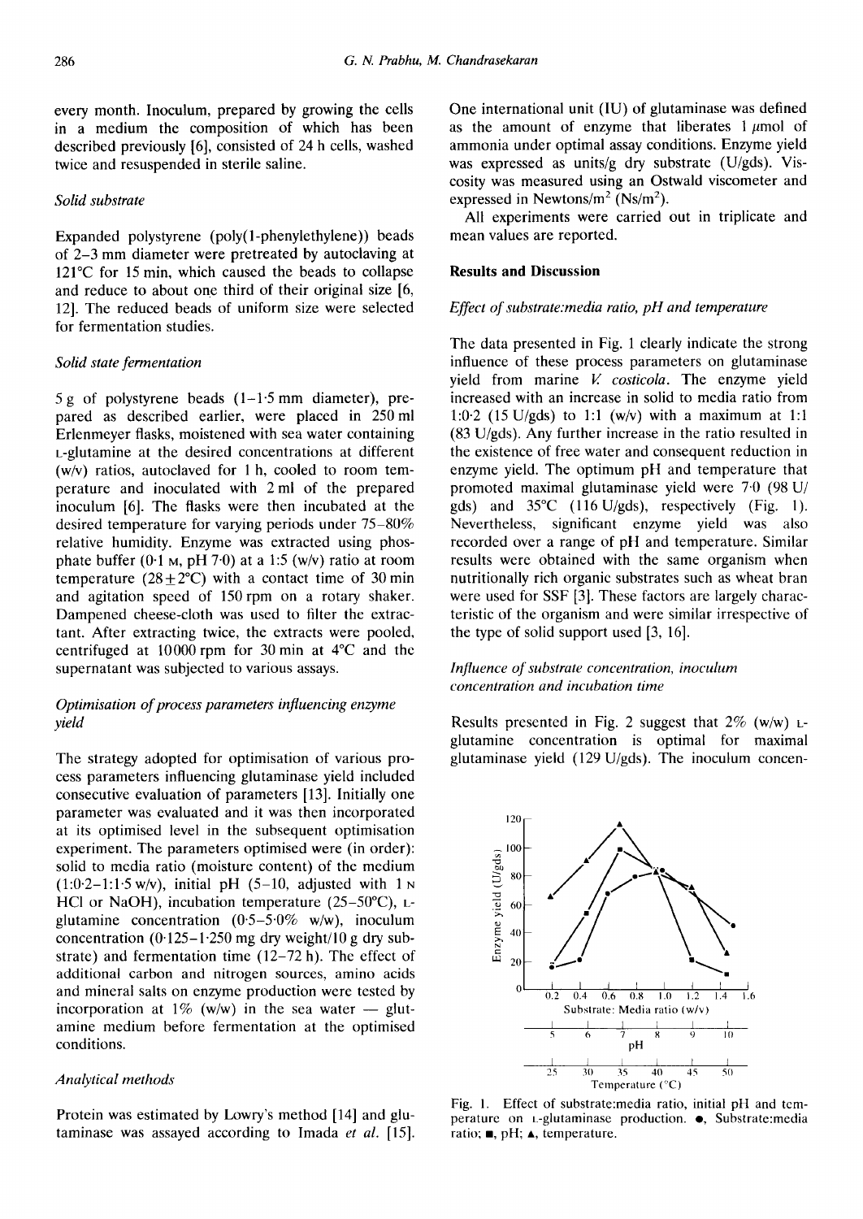every month. Inoculum, prepared by growing the cells in a medium the composition of which has been described previously [6], consisted of 24 h cells, washed twice and resuspended in sterile saline.

### Solid substrate

Expanded polystyrene (poly(1-phenylethylene)) beads of 2–3 mm diameter were pretreated by autoclaving at 121°C for 15 min, which caused the beads to collapse and reduce to about one third of their original size [6, 12]. The reduced beads of uniform size were selected for fermentation studies.

### Solid state fermentation

5 g of polystyrene beads (1–1·5 mm diameter), prepared as described earlier, were placed in 250 ml Erlenmeyer flasks, moistened with sea water containing L-glutamine at the desired concentrations at different (w/v) ratios, autoclaved for 1 h, cooled to room temperature and inoculated with 2 ml of the prepared inoculum [6]. The flasks were then incubated at the desired temperature for varying periods under 75–80% relative humidity. Enzyme was extracted using phosphate buffer (0·1 M, pH 7·0) at a 1:5 (w/v) ratio at room temperature (28±2°C) with a contact time of 30 min and agitation speed of 150 rpm on a rotary shaker. Dampened cheese-cloth was used to filter the extractant. After extracting twice, the extracts were pooled, centrifuged at 10000 rpm for 30 min at 4°C and the supernatant was subjected to various assays.

### Optimisation of process parameters influencing enzyme yield

The strategy adopted for optimisation of various process parameters influencing glutaminase yield included consecutive evaluation of parameters [13]. Initially one parameter was evaluated and it was then incorporated at its optimised level in the subsequent optimisation experiment. The parameters optimised were (in order): solid to media ratio (moisture content) of the medium (1:0·2–1:1·5 w/v), initial pH (5–10, adjusted with 1 N HCl or NaOH), incubation temperature (25–50°C), L-glutamine concentration (0·5–5·0% w/w), inoculum concentration (0·125–1·250 mg dry weight/10 g dry substrate) and fermentation time (12–72 h). The effect of additional carbon and nitrogen sources, amino acids and mineral salts on enzyme production were tested by incorporation at 1% (w/w) in the sea water — glutamine medium before fermentation at the optimised conditions.

### Analytical methods

Protein was estimated by Lowry's method [14] and glutaminase was assayed according to Imada *et al.* [15]. One international unit (IU) of glutaminase was defined as the amount of enzyme that liberates 1 μmol of ammonia under optimal assay conditions. Enzyme yield was expressed as units/g dry substrate (U/gds). Viscosity was measured using an Ostwald viscometer and expressed in Newtons/m$^2$ (Ns/m$^2$).

All experiments were carried out in triplicate and mean values are reported.

## Results and Discussion

### Effect of substrate:media ratio, pH and temperature

The data presented in Fig. 1 clearly indicate the strong influence of these process parameters on glutaminase yield from marine *V. costicola*. The enzyme yield increased with an increase in solid to media ratio from 1:0·2 (15 U/gds) to 1:1 (w/v) with a maximum at 1:1 (83 U/gds). Any further increase in the ratio resulted in the existence of free water and consequent reduction in enzyme yield. The optimum pH and temperature that promoted maximal glutaminase yield were 7·0 (98 U/gds) and 35°C (116 U/gds), respectively (Fig. 1). Nevertheless, significant enzyme yield was also recorded over a range of pH and temperature. Similar results were obtained with the same organism when nutritionally rich organic substrates such as wheat bran were used for SSF [3]. These factors are largely characteristic of the organism and were similar irrespective of the type of solid support used [3, 16].

### Influence of substrate concentration, inoculum concentration and incubation time

Results presented in Fig. 2 suggest that 2% (w/w) L-glutamine concentration is optimal for maximal glutaminase yield (129 U/gds). The inoculum concen-

Fig. 1. Effect of substrate:media ratio, initial pH and temperature on L-glutamine production. ●, Substrate:media ratio; ■, pH; ▲, temperature.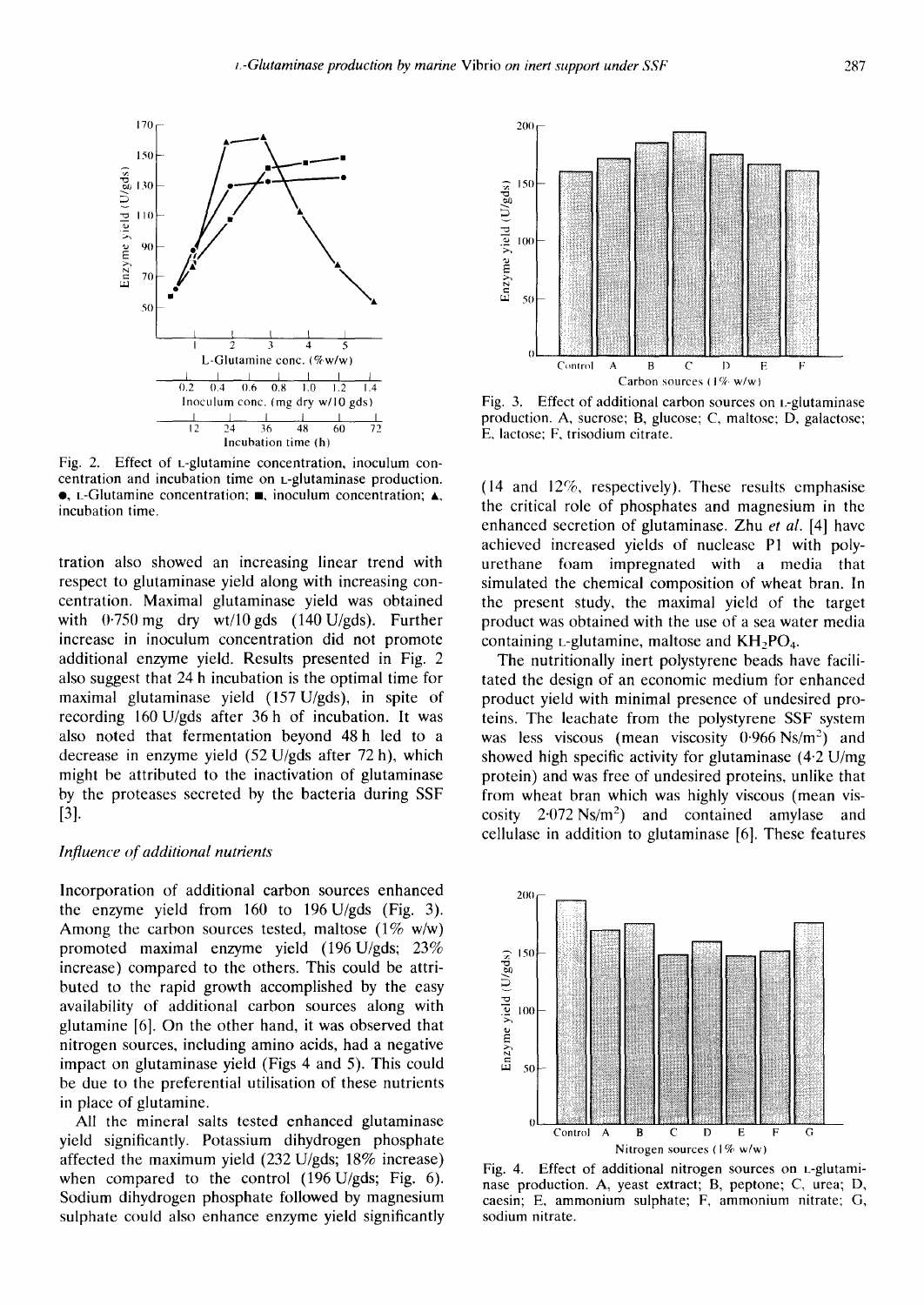Fig. 2. Effect of L-glutamine concentration, inoculum concentration and incubation time on L-glutaminase production. ●, L-Glutamine concentration; ■, inoculum concentration; ▲, incubation time.

tration also showed an increasing linear trend with respect to glutaminase yield along with increasing concentration. Maximal glutaminase yield was obtained with 0·750 mg dry wt/10 gds (140 U/gds). Further increase in inoculum concentration did not promote additional enzyme yield. Results presented in Fig. 2 also suggest that 24 h incubation is the optimal time for maximal glutaminase yield (157 U/gds), in spite of recording 160 U/gds after 36 h of incubation. It was also noted that fermentation beyond 48 h led to a decrease in enzyme yield (52 U/gds after 72 h), which might be attributed to the inactivation of glutaminase by the proteases secreted by the bacteria during SSF [3].

### *Influence of additional nutrients*

Incorporation of additional carbon sources enhanced the enzyme yield from 160 to 196 U/gds (Fig. 3). Among the carbon sources tested, maltose (1% w/w) promoted maximal enzyme yield (196 U/gds; 23% increase) compared to the others. This could be attributed to the rapid growth accomplished by the easy availability of additional carbon sources along with glutamine [6]. On the other hand, it was observed that nitrogen sources, including amino acids, had a negative impact on glutaminase yield (Figs 4 and 5). This could be due to the preferential utilisation of these nutrients in place of glutamine.

All the mineral salts tested enhanced glutaminase yield significantly. Potassium dihydrogen phosphate affected the maximum yield (232 U/gds; 18% increase) when compared to the control (196 U/gds; Fig. 6). Sodium dihydrogen phosphate followed by magnesium sulphate could also enhance enzyme yield significantly (14 and 12%, respectively). These results emphasise the critical role of phosphates and magnesium in the enhanced secretion of glutaminase. Zhu *et al.* [4] have achieved increased yields of nuclease P1 with polyurethane foam impregnated with a media that simulated the chemical composition of wheat bran. In the present study, the maximal yield of the target product was obtained with the use of a sea water media containing L-glutamine, maltose and $KH_2PO_4$.

The nutritionally inert polystyrene beads have facilitated the design of an economic medium for enhanced product yield with minimal presence of undesired proteins. The leachate from the polystyrene SSF system was less viscous (mean viscosity 0·966 $Ns/m^2$) and showed high specific activity for glutaminase (4·2 U/mg protein) and was free of undesired proteins, unlike that from wheat bran which was highly viscous (mean viscosity 2·072 $Ns/m^2$) and contained amylase and cellulase in addition to glutaminase [6]. These features

Fig. 3. Effect of additional carbon sources on L-glutaminase production. A, sucrose; B, glucose; C, maltose; D, galactose; E, lactose; F, trisodium citrate.

Fig. 4. Effect of additional nitrogen sources on L-glutaminase production. A, yeast extract; B, peptone; C, urea; D, caesin; E, ammonium sulphate; F, ammonium nitrate; G, sodium nitrate.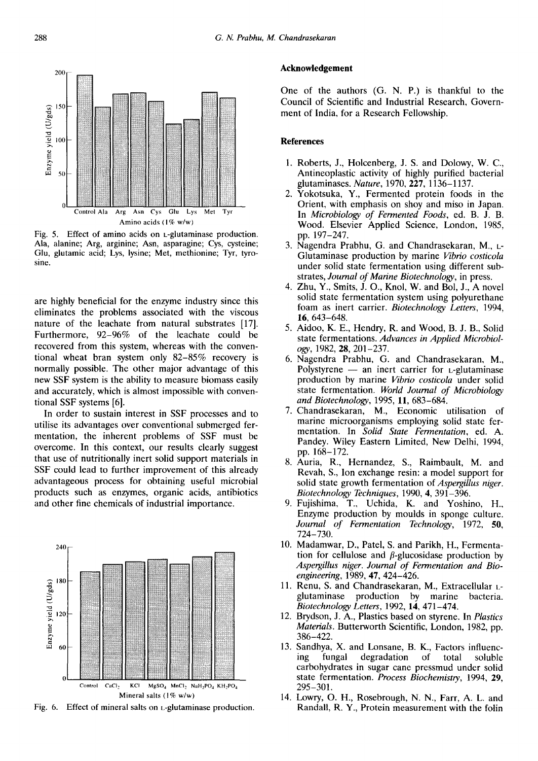Fig. 5. Effect of amino acids on L-glutaminase production. Ala, alanine; Arg, arginine; Asn, asparagine; Cys, cysteine; Glu, glutamic acid; Lys, lysine; Met, methionine; Tyr, tyrosine.

are highly beneficial for the enzyme industry since this eliminates the problems associated with the viscous nature of the leachate from natural substrates [17]. Furthermore, 92–96% of the leachate could be recovered from this system, whereas with the conventional wheat bran system only 82–85% recovery is normally possible. The other major advantage of this new SSF system is the ability to measure biomass easily and accurately, which is almost impossible with conventional SSF systems [6].

In order to sustain interest in SSF processes and to utilise its advantages over conventional submerged fermentation, the inherent problems of SSF must be overcome. In this context, our results clearly suggest that use of nutritionally inert solid support materials in SSF could lead to further improvement of this already advantageous process for obtaining useful microbial products such as enzymes, organic acids, antibiotics and other fine chemicals of industrial importance.

Fig. 6. Effect of mineral salts on L-glutaminase production.

## Acknowledgement

One of the authors (G. N. P.) is thankful to the Council of Scientific and Industrial Research, Government of India, for a Research Fellowship.

## References

1. Roberts, J., Holcenberg, J. S. and Dolowy, W. C., Antineoplastic activity of highly purified bacterial glutaminases. *Nature*, 1970, **227**, 1136–1137.
2. Yokotsuka, Y., Fermented protein foods in the Orient, with emphasis on shoy and miso in Japan. In *Microbiology of Fermented Foods*, ed. B. J. B. Wood. Elsevier Applied Science, London, 1985, pp. 197–247.
3. Nagendra Prabhu, G. and Chandrasekaran, M., L-Glutaminase production by marine *Vibrio costicola* under solid state fermentation using different substrates, *Journal of Marine Biotechnology*, in press.
4. Zhu, Y., Smits, J. O., Knol, W. and Bol, J., A novel solid state fermentation system using polyurethane foam as inert carrier. *Biotechnology Letters*, 1994, **16**, 643–648.
5. Aidoo, K. E., Hendry, R. and Wood, B. J. B., Solid state fermentations. *Advances in Applied Microbiology*, 1982, **28**, 201–237.
6. Nagendra Prabhu, G. and Chandrasekaran, M., Polystyrene — an inert carrier for L-glutaminase production by marine *Vibrio costicola* under solid state fermentation. *World Journal of Microbiology and Biotechnology*, 1995, **11**, 683–684.
7. Chandrasekaran, M., Economic utilisation of marine microorganisms employing solid state fermentation. In *Solid State Fermentation*, ed. A. Pandey. Wiley Eastern Limited, New Delhi, 1994, pp. 168–172.
8. Auria, R., Hernandez, S., Raimbault, M. and Revah, S., Ion exchange resin: a model support for solid state growth fermentation of *Aspergillus niger*. *Biotechnology Techniques*, 1990, **4**, 391–396.
9. Fujishima, T., Uchida, K. and Yoshino, H., Enzyme production by moulds in sponge culture. *Journal of Fermentation Technology*, 1972, **50**, 724–730.
10. Madamwar, D., Patel, S. and Parikh, H., Fermentation for cellulose and $\beta$-glucosidase production by *Aspergillus niger*. *Journal of Fermentation and Bioengineering*, 1989, **47**, 424–426.
11. Renu, S. and Chandrasekaran, M., Extracellular L-glutaminase production by marine bacteria. *Biotechnology Letters*, 1992, **14**, 471–474.
12. Brydson, J. A., Plastics based on styrene. In *Plastics Materials*. Butterworth Scientific, London, 1982, pp. 386–422.
13. Sandhya, X. and Lonsane, B. K., Factors influencing fungal degradation of total soluble carbohydrates in sugar cane pressmud under solid state fermentation. *Process Biochemistry*, 1994, **29**, 295–301.
14. Lowry, O. H., Rosebrough, N. N., Farr, A. L. and Randall, R. Y., Protein measurement with the folin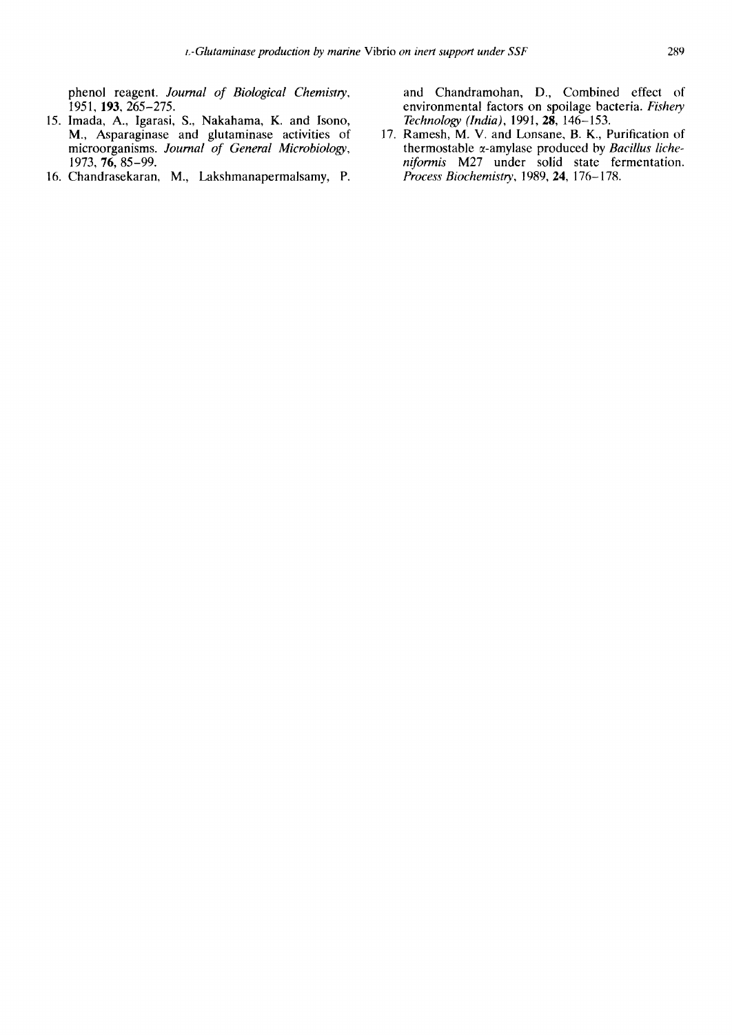phenol reagent. *Journal of Biological Chemistry*, 1951, **193**, 265–275.

15. Imada, A., Igarasi, S., Nakahama, K. and Isono, M., Asparaginase and glutaminase activities of microorganisms. *Journal of General Microbiology*, 1973, **76**, 85–99.
16. Chandrasekaran, M., Lakshmanapermalsamy, P. and Chandramohan, D., Combined effect of environmental factors on spoilage bacteria. *Fishery Technology (India)*, 1991, **28**, 146–153.
17. Ramesh, M. V. and Lonsane, B. K., Purification of thermostable α-amylase produced by *Bacillus licheniformis* M27 under solid state fermentation. *Process Biochemistry*, 1989, **24**, 176–178.